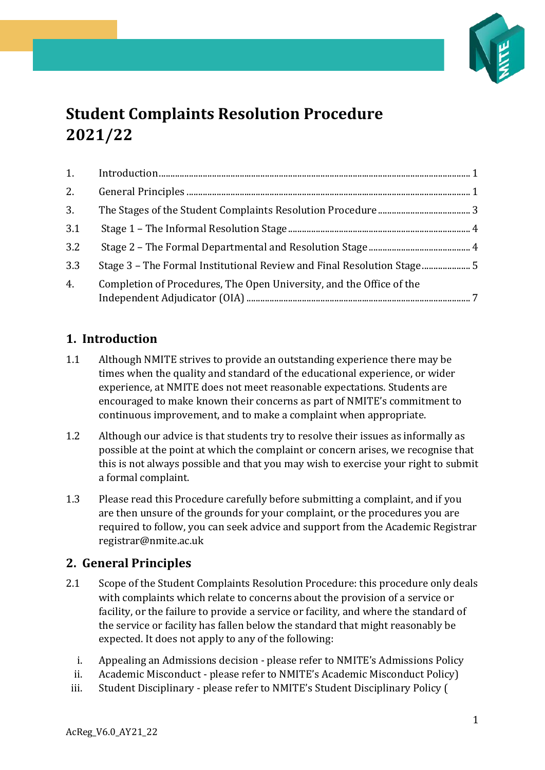# Student Complaints Resolution Procedure 2021/22

| | | |
|---|---|---|
| 1. | Introduction | 1 |
| 2. | General Principles | 1 |
| 3. | The Stages of the Student Complaints Resolution Procedure | 3 |
| 3.1 | Stage 1 – The Informal Resolution Stage | 4 |
| 3.2 | Stage 2 – The Formal Departmental and Resolution Stage | 4 |
| 3.3 | Stage 3 – The Formal Institutional Review and Final Resolution Stage | 5 |
| 4. | Completion of Procedures, The Open University, and the Office of the Independent Adjudicator (OIA) | 7 |

## 1. Introduction

1.1 Although NMITE strives to provide an outstanding experience there may be times when the quality and standard of the educational experience, or wider experience, at NMITE does not meet reasonable expectations. Students are encouraged to make known their concerns as part of NMITE's commitment to continuous improvement, and to make a complaint when appropriate.

1.2 Although our advice is that students try to resolve their issues as informally as possible at the point at which the complaint or concern arises, we recognise that this is not always possible and that you may wish to exercise your right to submit a formal complaint.

1.3 Please read this Procedure carefully before submitting a complaint, and if you are then unsure of the grounds for your complaint, or the procedures you are required to follow, you can seek advice and support from the Academic Registrar registrar@nmite.ac.uk

## 2. General Principles

2.1 Scope of the Student Complaints Resolution Procedure: this procedure only deals with complaints which relate to concerns about the provision of a service or facility, or the failure to provide a service or facility, and where the standard of the service or facility has fallen below the standard that might reasonably be expected. It does not apply to any of the following:

i. Appealing an Admissions decision - please refer to NMITE's Admissions Policy
ii. Academic Misconduct - please refer to NMITE's Academic Misconduct Policy)
iii. Student Disciplinary - please refer to NMITE's Student Disciplinary Policy (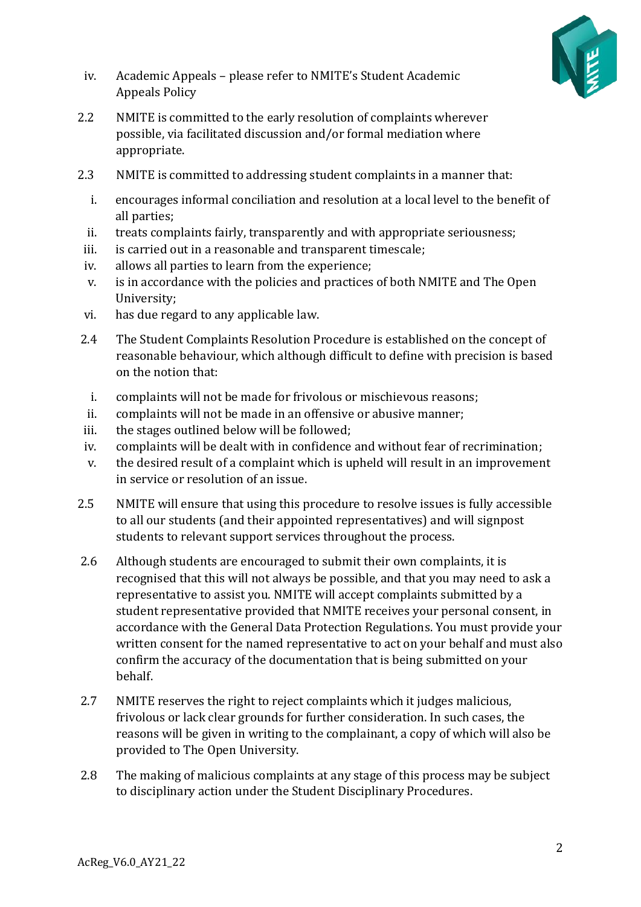iv. Academic Appeals – please refer to NMITE's Student Academic Appeals Policy

2.2 NMITE is committed to the early resolution of complaints wherever possible, via facilitated discussion and/or formal mediation where appropriate.

2.3 NMITE is committed to addressing student complaints in a manner that:

i. encourages informal conciliation and resolution at a local level to the benefit of all parties;
ii. treats complaints fairly, transparently and with appropriate seriousness;
iii. is carried out in a reasonable and transparent timescale;
iv. allows all parties to learn from the experience;
v. is in accordance with the policies and practices of both NMITE and The Open University;
vi. has due regard to any applicable law.

2.4 The Student Complaints Resolution Procedure is established on the concept of reasonable behaviour, which although difficult to define with precision is based on the notion that:

i. complaints will not be made for frivolous or mischievous reasons;
ii. complaints will not be made in an offensive or abusive manner;
iii. the stages outlined below will be followed;
iv. complaints will be dealt with in confidence and without fear of recrimination;
v. the desired result of a complaint which is upheld will result in an improvement in service or resolution of an issue.

2.5 NMITE will ensure that using this procedure to resolve issues is fully accessible to all our students (and their appointed representatives) and will signpost students to relevant support services throughout the process.

2.6 Although students are encouraged to submit their own complaints, it is recognised that this will not always be possible, and that you may need to ask a representative to assist you. NMITE will accept complaints submitted by a student representative provided that NMITE receives your personal consent, in accordance with the General Data Protection Regulations. You must provide your written consent for the named representative to act on your behalf and must also confirm the accuracy of the documentation that is being submitted on your behalf.

2.7 NMITE reserves the right to reject complaints which it judges malicious, frivolous or lack clear grounds for further consideration. In such cases, the reasons will be given in writing to the complainant, a copy of which will also be provided to The Open University.

2.8 The making of malicious complaints at any stage of this process may be subject to disciplinary action under the Student Disciplinary Procedures.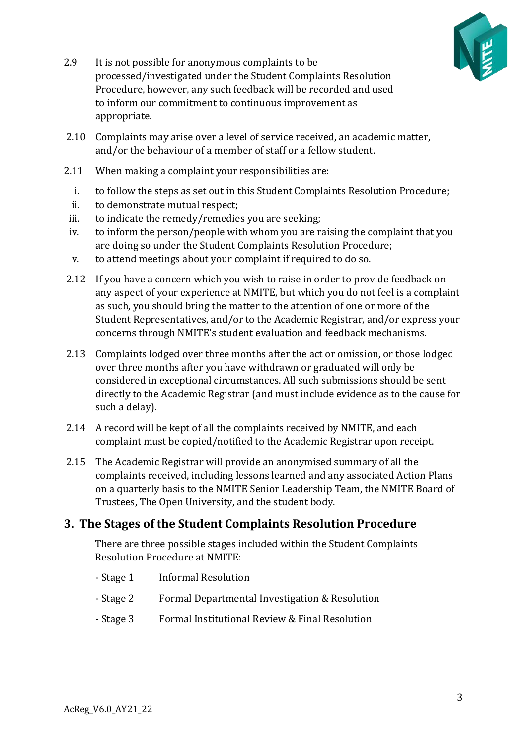2.9 It is not possible for anonymous complaints to be processed/investigated under the Student Complaints Resolution Procedure, however, any such feedback will be recorded and used to inform our commitment to continuous improvement as appropriate.

2.10 Complaints may arise over a level of service received, an academic matter, and/or the behaviour of a member of staff or a fellow student.

2.11 When making a complaint your responsibilities are:

i. to follow the steps as set out in this Student Complaints Resolution Procedure;
ii. to demonstrate mutual respect;
iii. to indicate the remedy/remedies you are seeking;
iv. to inform the person/people with whom you are raising the complaint that you are doing so under the Student Complaints Resolution Procedure;
v. to attend meetings about your complaint if required to do so.

2.12 If you have a concern which you wish to raise in order to provide feedback on any aspect of your experience at NMITE, but which you do not feel is a complaint as such, you should bring the matter to the attention of one or more of the Student Representatives, and/or to the Academic Registrar, and/or express your concerns through NMITE's student evaluation and feedback mechanisms.

2.13 Complaints lodged over three months after the act or omission, or those lodged over three months after you have withdrawn or graduated will only be considered in exceptional circumstances. All such submissions should be sent directly to the Academic Registrar (and must include evidence as to the cause for such a delay).

2.14 A record will be kept of all the complaints received by NMITE, and each complaint must be copied/notified to the Academic Registrar upon receipt.

2.15 The Academic Registrar will provide an anonymised summary of all the complaints received, including lessons learned and any associated Action Plans on a quarterly basis to the NMITE Senior Leadership Team, the NMITE Board of Trustees, The Open University, and the student body.

## 3. The Stages of the Student Complaints Resolution Procedure

There are three possible stages included within the Student Complaints Resolution Procedure at NMITE:

- Stage 1 Informal Resolution
- Stage 2 Formal Departmental Investigation & Resolution
- Stage 3 Formal Institutional Review & Final Resolution

AcReg_V6.0_AY21_22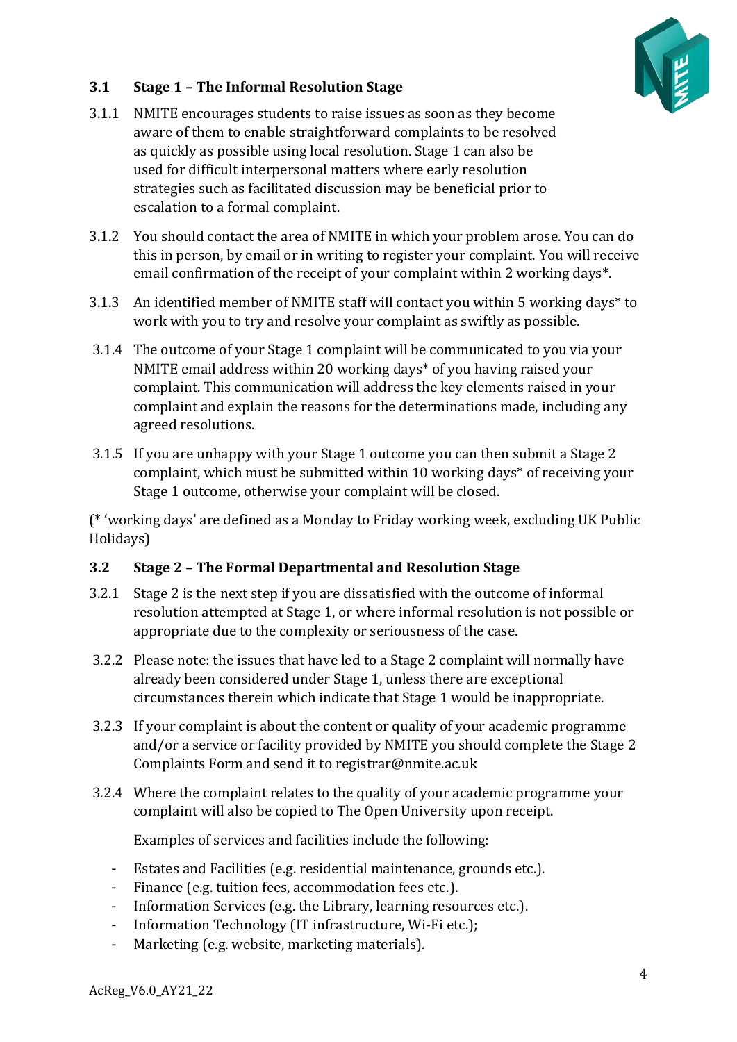### 3.1 Stage 1 – The Informal Resolution Stage

3.1.1 NMITE encourages students to raise issues as soon as they become aware of them to enable straightforward complaints to be resolved as quickly as possible using local resolution. Stage 1 can also be used for difficult interpersonal matters where early resolution strategies such as facilitated discussion may be beneficial prior to escalation to a formal complaint.

3.1.2 You should contact the area of NMITE in which your problem arose. You can do this in person, by email or in writing to register your complaint. You will receive email confirmation of the receipt of your complaint within 2 working days*.

3.1.3 An identified member of NMITE staff will contact you within 5 working days* to work with you to try and resolve your complaint as swiftly as possible.

3.1.4 The outcome of your Stage 1 complaint will be communicated to you via your NMITE email address within 20 working days* of you having raised your complaint. This communication will address the key elements raised in your complaint and explain the reasons for the determinations made, including any agreed resolutions.

3.1.5 If you are unhappy with your Stage 1 outcome you can then submit a Stage 2 complaint, which must be submitted within 10 working days* of receiving your Stage 1 outcome, otherwise your complaint will be closed.

(* 'working days' are defined as a Monday to Friday working week, excluding UK Public Holidays)

### 3.2 Stage 2 – The Formal Departmental and Resolution Stage

3.2.1 Stage 2 is the next step if you are dissatisfied with the outcome of informal resolution attempted at Stage 1, or where informal resolution is not possible or appropriate due to the complexity or seriousness of the case.

3.2.2 Please note: the issues that have led to a Stage 2 complaint will normally have already been considered under Stage 1, unless there are exceptional circumstances therein which indicate that Stage 1 would be inappropriate.

3.2.3 If your complaint is about the content or quality of your academic programme and/or a service or facility provided by NMITE you should complete the Stage 2 Complaints Form and send it to registrar@nmite.ac.uk

3.2.4 Where the complaint relates to the quality of your academic programme your complaint will also be copied to The Open University upon receipt.

Examples of services and facilities include the following:

- Estates and Facilities (e.g. residential maintenance, grounds etc.).
- Finance (e.g. tuition fees, accommodation fees etc.).
- Information Services (e.g. the Library, learning resources etc.).
- Information Technology (IT infrastructure, Wi-Fi etc.);
- Marketing (e.g. website, marketing materials).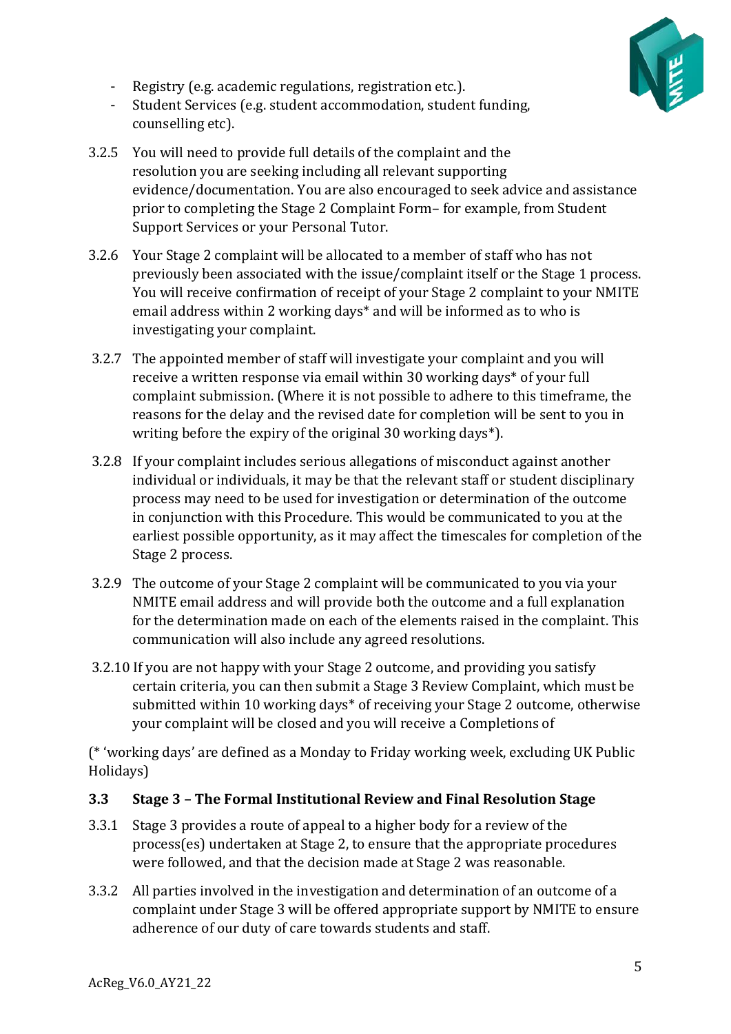- Registry (e.g. academic regulations, registration etc.).
- Student Services (e.g. student accommodation, student funding, counselling etc).

3.2.5 You will need to provide full details of the complaint and the resolution you are seeking including all relevant supporting evidence/documentation. You are also encouraged to seek advice and assistance prior to completing the Stage 2 Complaint Form– for example, from Student Support Services or your Personal Tutor.

3.2.6 Your Stage 2 complaint will be allocated to a member of staff who has not previously been associated with the issue/complaint itself or the Stage 1 process. You will receive confirmation of receipt of your Stage 2 complaint to your NMITE email address within 2 working days* and will be informed as to who is investigating your complaint.

3.2.7 The appointed member of staff will investigate your complaint and you will receive a written response via email within 30 working days* of your full complaint submission. (Where it is not possible to adhere to this timeframe, the reasons for the delay and the revised date for completion will be sent to you in writing before the expiry of the original 30 working days*).

3.2.8 If your complaint includes serious allegations of misconduct against another individual or individuals, it may be that the relevant staff or student disciplinary process may need to be used for investigation or determination of the outcome in conjunction with this Procedure. This would be communicated to you at the earliest possible opportunity, as it may affect the timescales for completion of the Stage 2 process.

3.2.9 The outcome of your Stage 2 complaint will be communicated to you via your NMITE email address and will provide both the outcome and a full explanation for the determination made on each of the elements raised in the complaint. This communication will also include any agreed resolutions.

3.2.10 If you are not happy with your Stage 2 outcome, and providing you satisfy certain criteria, you can then submit a Stage 3 Review Complaint, which must be submitted within 10 working days* of receiving your Stage 2 outcome, otherwise your complaint will be closed and you will receive a Completions of

(* 'working days' are defined as a Monday to Friday working week, excluding UK Public Holidays)

### 3.3 Stage 3 – The Formal Institutional Review and Final Resolution Stage

3.3.1 Stage 3 provides a route of appeal to a higher body for a review of the process(es) undertaken at Stage 2, to ensure that the appropriate procedures were followed, and that the decision made at Stage 2 was reasonable.

3.3.2 All parties involved in the investigation and determination of an outcome of a complaint under Stage 3 will be offered appropriate support by NMITE to ensure adherence of our duty of care towards students and staff.

AcReg_V6.0_AY21_22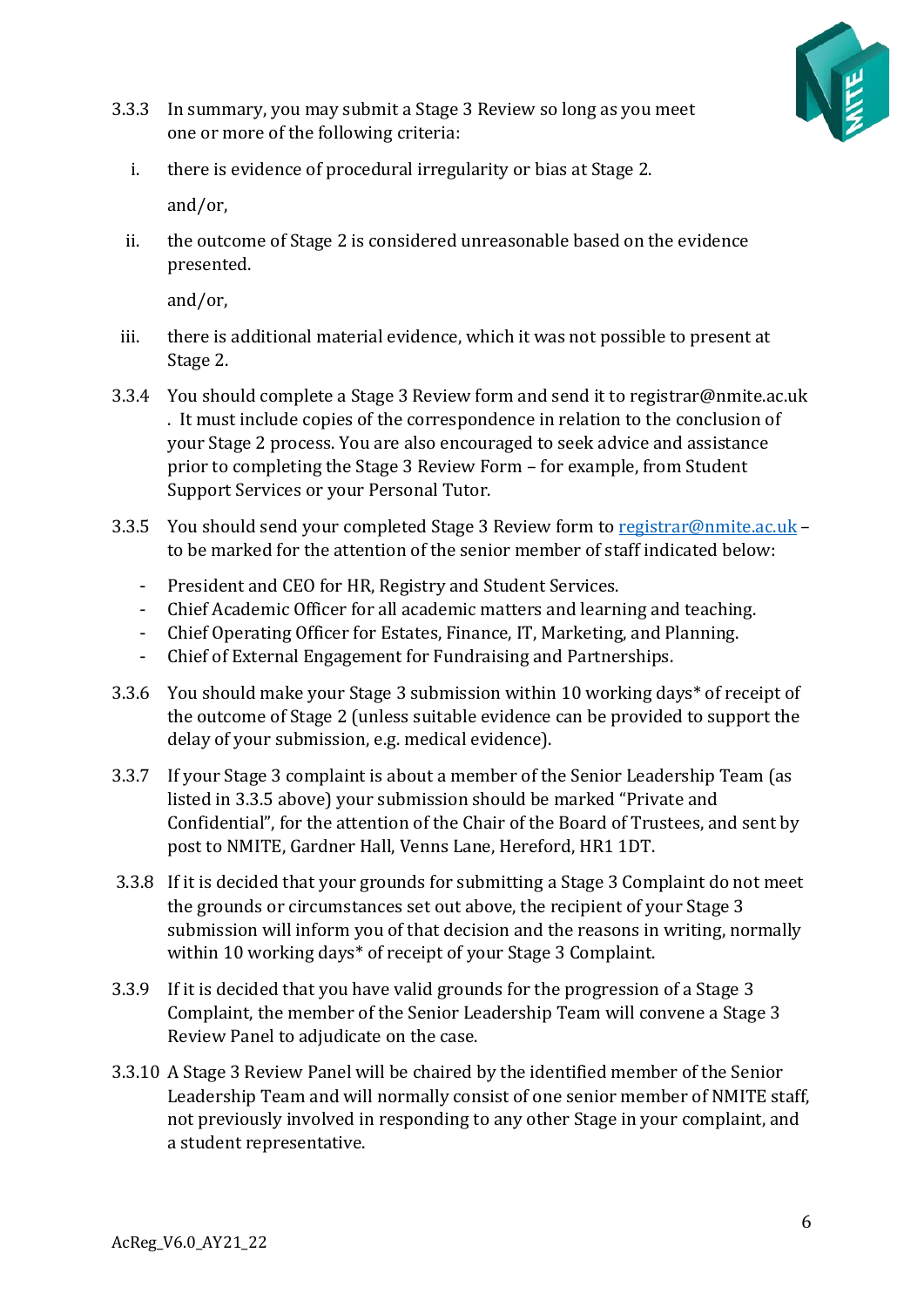3.3.3 In summary, you may submit a Stage 3 Review so long as you meet one or more of the following criteria:

i. there is evidence of procedural irregularity or bias at Stage 2.

and/or,

ii. the outcome of Stage 2 is considered unreasonable based on the evidence presented.

and/or,

iii. there is additional material evidence, which it was not possible to present at Stage 2.

3.3.4 You should complete a Stage 3 Review form and send it to registrar@nmite.ac.uk . It must include copies of the correspondence in relation to the conclusion of your Stage 2 process. You are also encouraged to seek advice and assistance prior to completing the Stage 3 Review Form – for example, from Student Support Services or your Personal Tutor.

3.3.5 You should send your completed Stage 3 Review form to [registrar@nmite.ac.uk](mailto:registrar@nmite.ac.uk) – to be marked for the attention of the senior member of staff indicated below:

- President and CEO for HR, Registry and Student Services.
- Chief Academic Officer for all academic matters and learning and teaching.
- Chief Operating Officer for Estates, Finance, IT, Marketing, and Planning.
- Chief of External Engagement for Fundraising and Partnerships.

3.3.6 You should make your Stage 3 submission within 10 working days* of receipt of the outcome of Stage 2 (unless suitable evidence can be provided to support the delay of your submission, e.g. medical evidence).

3.3.7 If your Stage 3 complaint is about a member of the Senior Leadership Team (as listed in 3.3.5 above) your submission should be marked "Private and Confidential", for the attention of the Chair of the Board of Trustees, and sent by post to NMITE, Gardner Hall, Venns Lane, Hereford, HR1 1DT.

3.3.8 If it is decided that your grounds for submitting a Stage 3 Complaint do not meet the grounds or circumstances set out above, the recipient of your Stage 3 submission will inform you of that decision and the reasons in writing, normally within 10 working days* of receipt of your Stage 3 Complaint.

3.3.9 If it is decided that you have valid grounds for the progression of a Stage 3 Complaint, the member of the Senior Leadership Team will convene a Stage 3 Review Panel to adjudicate on the case.

3.3.10 A Stage 3 Review Panel will be chaired by the identified member of the Senior Leadership Team and will normally consist of one senior member of NMITE staff, not previously involved in responding to any other Stage in your complaint, and a student representative.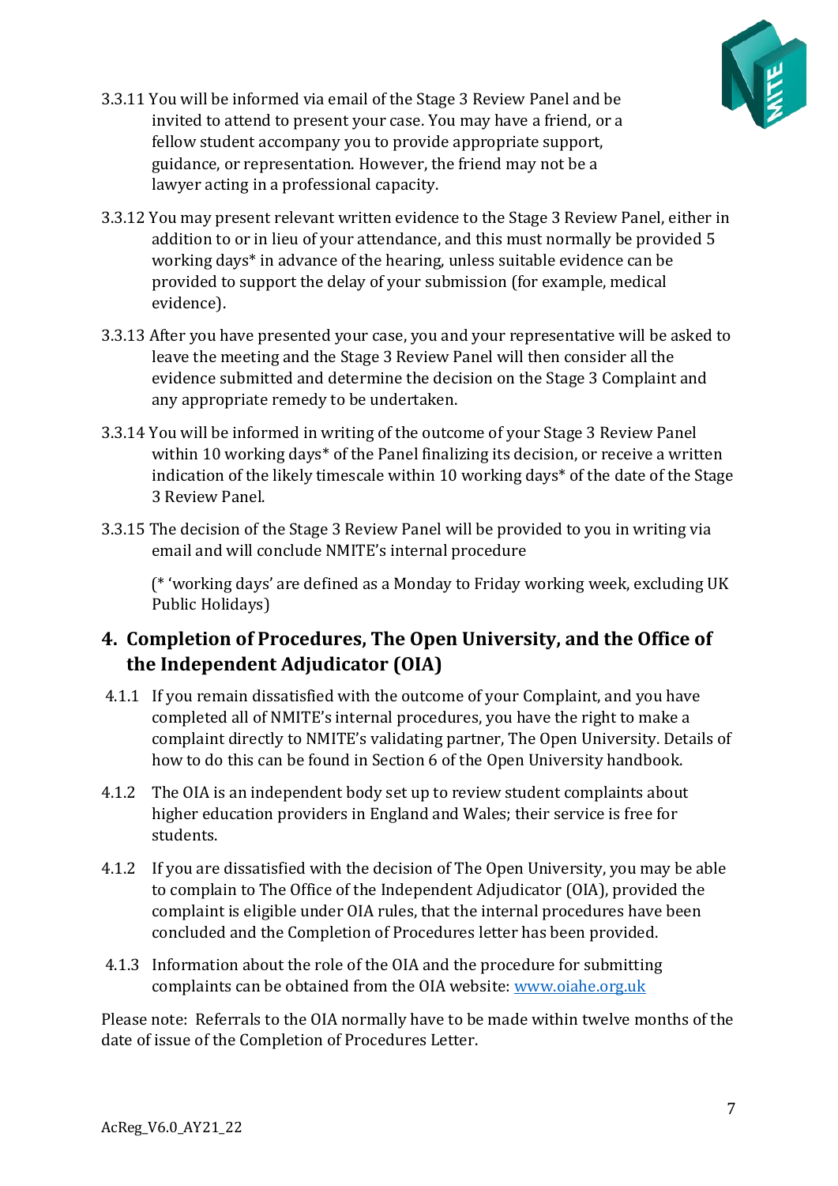3.3.11 You will be informed via email of the Stage 3 Review Panel and be invited to attend to present your case. You may have a friend, or a fellow student accompany you to provide appropriate support, guidance, or representation. However, the friend may not be a lawyer acting in a professional capacity.

3.3.12 You may present relevant written evidence to the Stage 3 Review Panel, either in addition to or in lieu of your attendance, and this must normally be provided 5 working days* in advance of the hearing, unless suitable evidence can be provided to support the delay of your submission (for example, medical evidence).

3.3.13 After you have presented your case, you and your representative will be asked to leave the meeting and the Stage 3 Review Panel will then consider all the evidence submitted and determine the decision on the Stage 3 Complaint and any appropriate remedy to be undertaken.

3.3.14 You will be informed in writing of the outcome of your Stage 3 Review Panel within 10 working days* of the Panel finalizing its decision, or receive a written indication of the likely timescale within 10 working days* of the date of the Stage 3 Review Panel.

3.3.15 The decision of the Stage 3 Review Panel will be provided to you in writing via email and will conclude NMITE's internal procedure

(* 'working days' are defined as a Monday to Friday working week, excluding UK Public Holidays)

## 4. Completion of Procedures, The Open University, and the Office of the Independent Adjudicator (OIA)

4.1.1 If you remain dissatisfied with the outcome of your Complaint, and you have completed all of NMITE's internal procedures, you have the right to make a complaint directly to NMITE's validating partner, The Open University. Details of how to do this can be found in Section 6 of the Open University handbook.

4.1.2 The OIA is an independent body set up to review student complaints about higher education providers in England and Wales; their service is free for students.

4.1.2 If you are dissatisfied with the decision of The Open University, you may be able to complain to The Office of the Independent Adjudicator (OIA), provided the complaint is eligible under OIA rules, that the internal procedures have been concluded and the Completion of Procedures letter has been provided.

4.1.3 Information about the role of the OIA and the procedure for submitting complaints can be obtained from the OIA website: [www.oiahe.org.uk](http://www.oiahe.org.uk)

Please note: Referrals to the OIA normally have to be made within twelve months of the date of issue of the Completion of Procedures Letter.

AcReg_V6.0_AY21_22